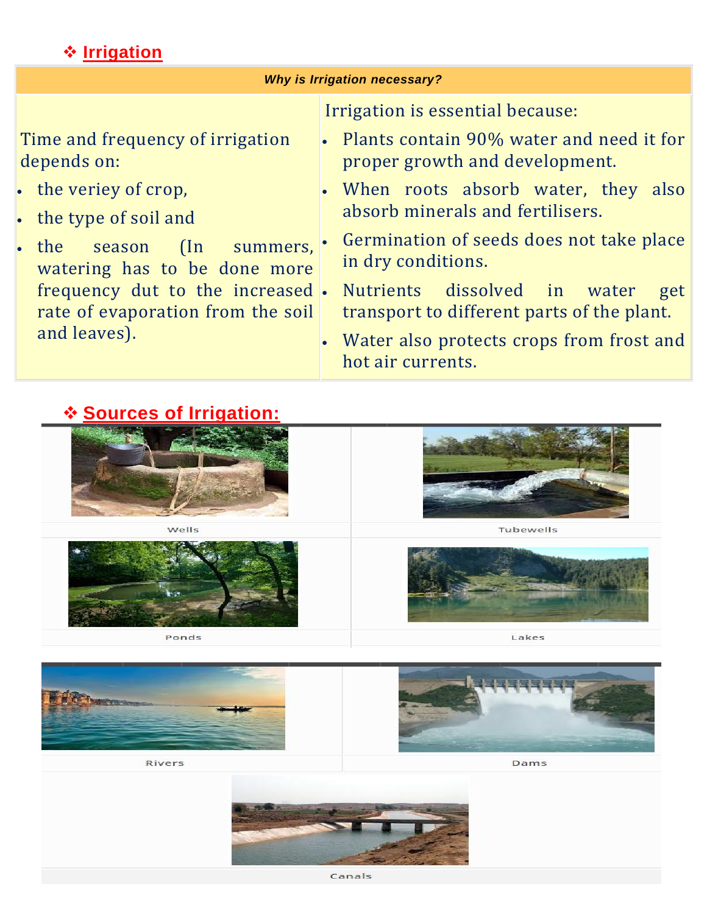## ❖ Irrigation

| Why is Irrigation necessary? | |
|---|---|
| Time and frequency of irrigation depends on:<br>• the veriey of crop,<br>• the type of soil and<br>• the season (In summers, watering has to be done more frequency dut to the increased rate of evaporation from the soil and leaves). | Irrigation is essential because:<br>• Plants contain 90% water and need it for proper growth and development.<br>• When roots absorb water, they also absorb minerals and fertilisers.<br>• Germination of seeds does not take place in dry conditions.<br>• Nutrients dissolved in water get transport to different parts of the plant.<br>• Water also protects crops from frost and hot air currents. |

## ❖ Sources of Irrigation:

Wells

Tubewells

Ponds

Lakes

Rivers

Dams

Canals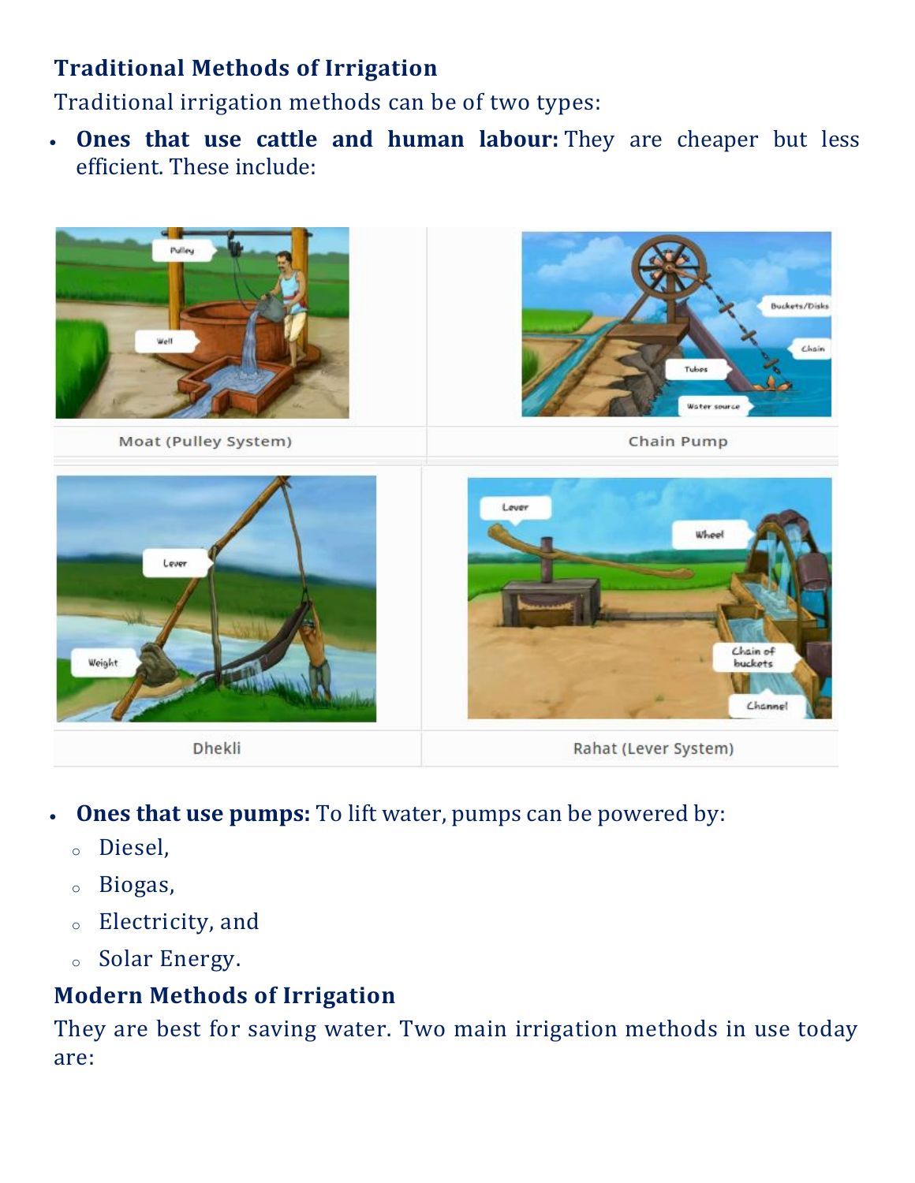## Traditional Methods of Irrigation

Traditional irrigation methods can be of two types:

- **Ones that use cattle and human labour:** They are cheaper but less efficient. These include:

| Moat (Pulley System) | Chain Pump |
|---|---|
| Dhekli | Rahat (Lever System) |

- **Ones that use pumps:** To lift water, pumps can be powered by:
  - Diesel,
  - Biogas,
  - Electricity, and
  - Solar Energy.

## Modern Methods of Irrigation

They are best for saving water. Two main irrigation methods in use today are: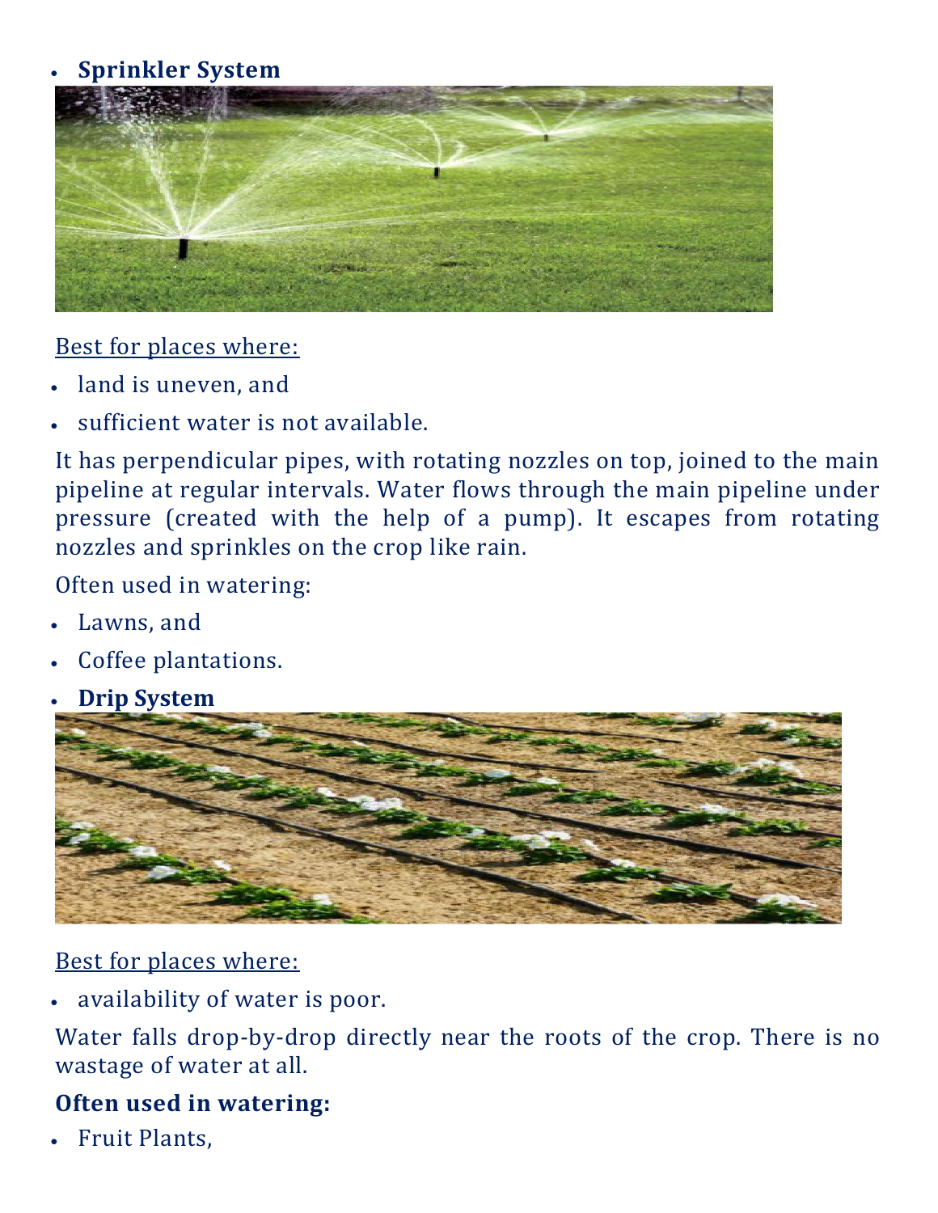- **Sprinkler System**

Best for places where:

- land is uneven, and
- sufficient water is not available.

It has perpendicular pipes, with rotating nozzles on top, joined to the main pipeline at regular intervals. Water flows through the main pipeline under pressure (created with the help of a pump). It escapes from rotating nozzles and sprinkles on the crop like rain.

Often used in watering:

- Lawns, and
- Coffee plantations.

- **Drip System**

Best for places where:

- availability of water is poor.

Water falls drop-by-drop directly near the roots of the crop. There is no wastage of water at all.

**Often used in watering:**

- Fruit Plants,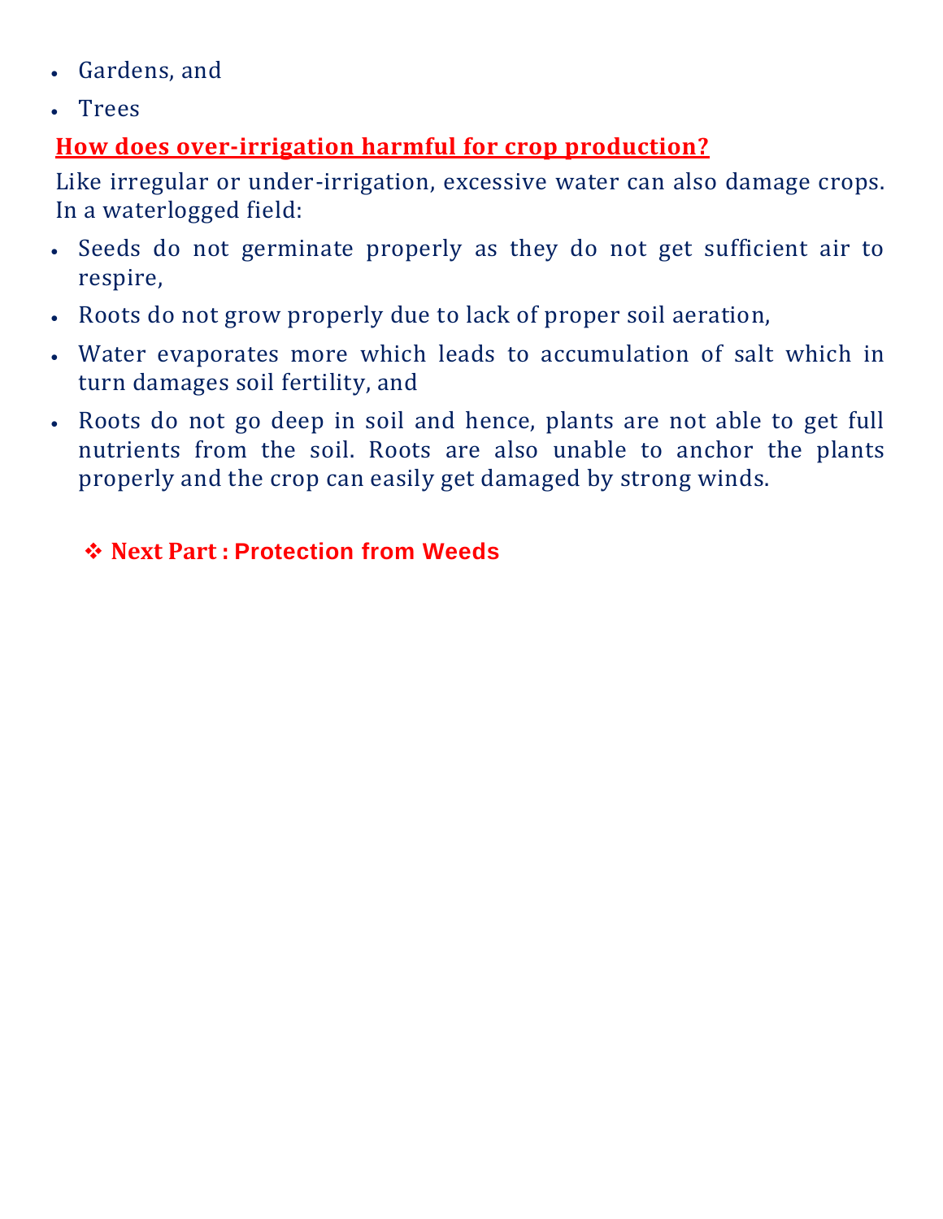- Gardens, and
- Trees

## How does over-irrigation harmful for crop production?

Like irregular or under-irrigation, excessive water can also damage crops. In a waterlogged field:

- Seeds do not germinate properly as they do not get sufficient air to respire,
- Roots do not grow properly due to lack of proper soil aeration,
- Water evaporates more which leads to accumulation of salt which in turn damages soil fertility, and
- Roots do not go deep in soil and hence, plants are not able to get full nutrients from the soil. Roots are also unable to anchor the plants properly and the crop can easily get damaged by strong winds.

❖ **Next Part : Protection from Weeds**